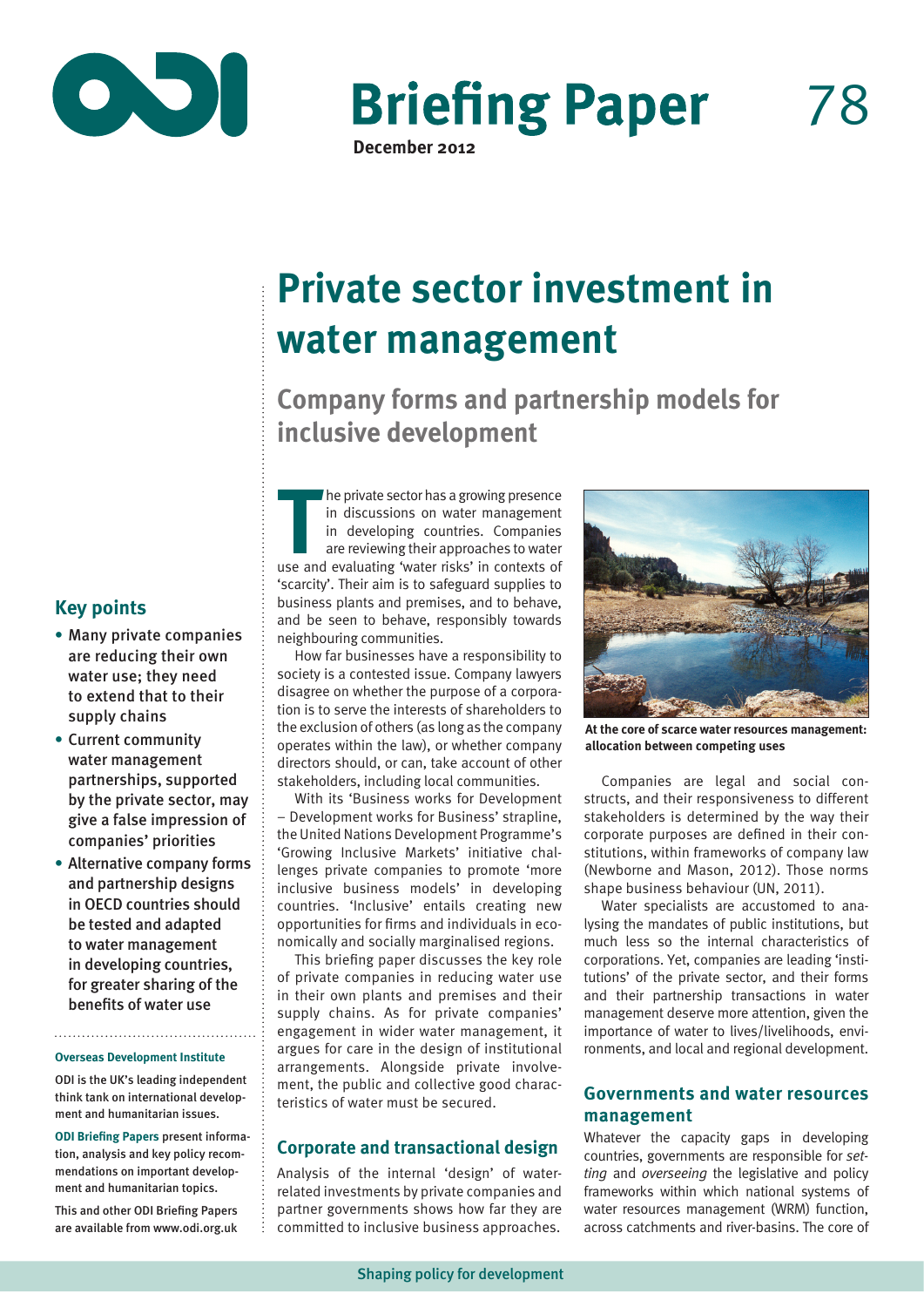# Briefing Paper 78

**December 2012**

# Private sector investment in water management

## Company forms and partnership models for inclusive development

### Key points

- Many private companies are reducing their own water use; they need to extend that to their supply chains
- Current community water management partnerships, supported by the private sector, may give a false impression of companies' priorities
- Alternative company forms and partnership designs in OECD countries should be tested and adapted to water management in developing countries, for greater sharing of the benefits of water use

**Overseas Development Institute**

ODI is the UK's leading independent think tank on international development and humanitarian issues.

**ODI Briefing Papers** present information, analysis and key policy recommendations on important development and humanitarian topics.

This and other ODI Briefing Papers are available from www.odi.org.uk

The private sector has a growing presence in discussions on water management in developing countries. Companies are reviewing their approaches to water use and evaluating 'water risks' in contexts of 'scarcity'. Their aim is to safeguard supplies to business plants and premises, and to behave, and be seen to behave, responsibly towards neighbouring communities.

How far businesses have a responsibility to society is a contested issue. Company lawyers disagree on whether the purpose of a corporation is to serve the interests of shareholders to the exclusion of others (as long as the company operates within the law), or whether company directors should, or can, take account of other stakeholders, including local communities.

With its 'Business works for Development – Development works for Business' strapline, the United Nations Development Programme's 'Growing Inclusive Markets' initiative challenges private companies to promote 'more inclusive business models' in developing countries. 'Inclusive' entails creating new opportunities for firms and individuals in economically and socially marginalised regions.

This briefing paper discusses the key role of private companies in reducing water use in their own plants and premises and their supply chains. As for private companies' engagement in wider water management, it argues for care in the design of institutional arrangements. Alongside private involvement, the public and collective good characteristics of water must be secured.

### Corporate and transactional design

Analysis of the internal 'design' of water-related investments by private companies and partner governments shows how far they are committed to inclusive business approaches.

**At the core of scarce water resources management: allocation between competing uses**

Companies are legal and social constructs, and their responsiveness to different stakeholders is determined by the way their corporate purposes are defined in their constitutions, within frameworks of company law (Newborne and Mason, 2012). Those norms shape business behaviour (UN, 2011).

Water specialists are accustomed to analysing the mandates of public institutions, but much less so the internal characteristics of corporations. Yet, companies are leading 'institutions' of the private sector, and their forms and their partnership transactions in water management deserve more attention, given the importance of water to lives/livelihoods, environments, and local and regional development.

### Governments and water resources management

Whatever the capacity gaps in developing countries, governments are responsible for *setting* and *overseeing* the legislative and policy frameworks within which national systems of water resources management (WRM) function, across catchments and river-basins. The core of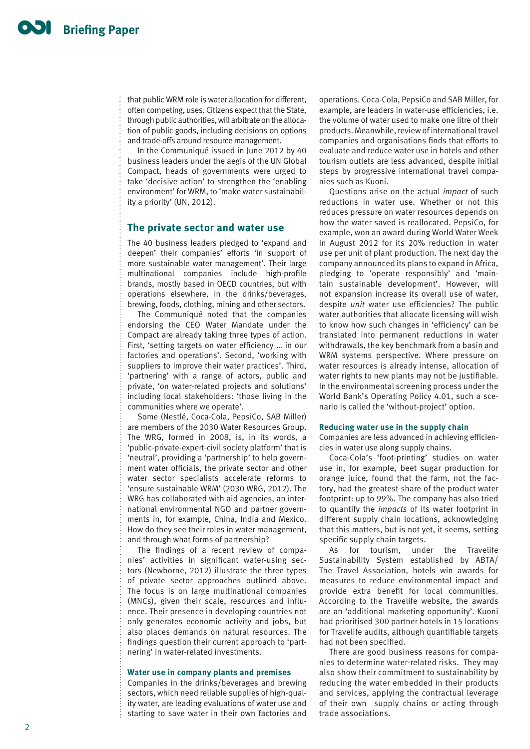that public WRM role is water allocation for different, often competing, uses. Citizens expect that the State, through public authorities, will arbitrate on the allocation of public goods, including decisions on options and trade-offs around resource management.

In the Communiqué issued in June 2012 by 40 business leaders under the aegis of the UN Global Compact, heads of governments were urged to take 'decisive action' to strengthen the 'enabling environment' for WRM, to 'make water sustainability a priority' (UN, 2012).

## The private sector and water use

The 40 business leaders pledged to 'expand and deepen' their companies' efforts 'in support of more sustainable water management'. Their large multinational companies include high-profile brands, mostly based in OECD countries, but with operations elsewhere, in the drinks/beverages, brewing, foods, clothing, mining and other sectors.

The Communiqué noted that the companies endorsing the CEO Water Mandate under the Compact are already taking three types of action. First, 'setting targets on water efficiency … in our factories and operations'. Second, 'working with suppliers to improve their water practices'. Third, 'partnering' with a range of actors, public and private, 'on water-related projects and solutions' including local stakeholders: 'those living in the communities where we operate'.

Some (Nestlé, Coca-Cola, PepsiCo, SAB Miller) are members of the 2030 Water Resources Group. The WRG, formed in 2008, is, in its words, a 'public-private-expert-civil society platform' that is 'neutral', providing a 'partnership' to help government water officials, the private sector and other water sector specialists accelerate reforms to 'ensure sustainable WRM' (2030 WRG, 2012). The WRG has collaborated with aid agencies, an international environmental NGO and partner governments in, for example, China, India and Mexico. How do they see their roles in water management, and through what forms of partnership?

The findings of a recent review of companies' activities in significant water-using sectors (Newborne, 2012) illustrate the three types of private sector approaches outlined above. The focus is on large multinational companies (MNCs), given their scale, resources and influence. Their presence in developing countries not only generates economic activity and jobs, but also places demands on natural resources. The findings question their current approach to 'partnering' in water-related investments.

### Water use in company plants and premises

Companies in the drinks/beverages and brewing sectors, which need reliable supplies of high-quality water, are leading evaluations of water use and starting to save water in their own factories and operations. Coca-Cola, PepsiCo and SAB Miller, for example, are leaders in water-use efficiencies, i.e. the volume of water used to make one litre of their products. Meanwhile, review of international travel companies and organisations finds that efforts to evaluate and reduce water use in hotels and other tourism outlets are less advanced, despite initial steps by progressive international travel companies such as Kuoni.

Questions arise on the actual *impact* of such reductions in water use. Whether or not this reduces pressure on water resources depends on how the water saved is reallocated. PepsiCo, for example, won an award during World Water Week in August 2012 for its 20% reduction in water use per unit of plant production. The next day the company announced its plans to expand in Africa, pledging to 'operate responsibly' and 'maintain sustainable development'. However, will not expansion increase its overall use of water, despite *unit* water use efficiencies? The public water authorities that allocate licensing will wish to know how such changes in 'efficiency' can be translated into permanent reductions in water withdrawals, the key benchmark from a basin and WRM systems perspective. Where pressure on water resources is already intense, allocation of water rights to new plants may not be justifiable. In the environmental screening process under the World Bank's Operating Policy 4.01, such a scenario is called the 'without-project' option.

### Reducing water use in the supply chain

Companies are less advanced in achieving efficiencies in water use along supply chains.

Coca-Cola's 'foot-printing' studies on water use in, for example, beet sugar production for orange juice, found that the farm, not the factory, had the greatest share of the product water footprint: up to 99%. The company has also tried to quantify the *impacts* of its water footprint in different supply chain locations, acknowledging that this matters, but is not yet, it seems, setting specific supply chain targets.

As for tourism, under the Travelife Sustainability System established by ABTA/ The Travel Association, hotels win awards for measures to reduce environmental impact and provide extra benefit for local communities. According to the Travelife website, the awards are an 'additional marketing opportunity'. Kuoni had prioritised 300 partner hotels in 15 locations for Travelife audits, although quantifiable targets had not been specified.

There are good business reasons for companies to determine water-related risks. They may also show their commitment to sustainability by reducing the water embedded in their products and services, applying the contractual leverage of their own supply chains or acting through trade associations.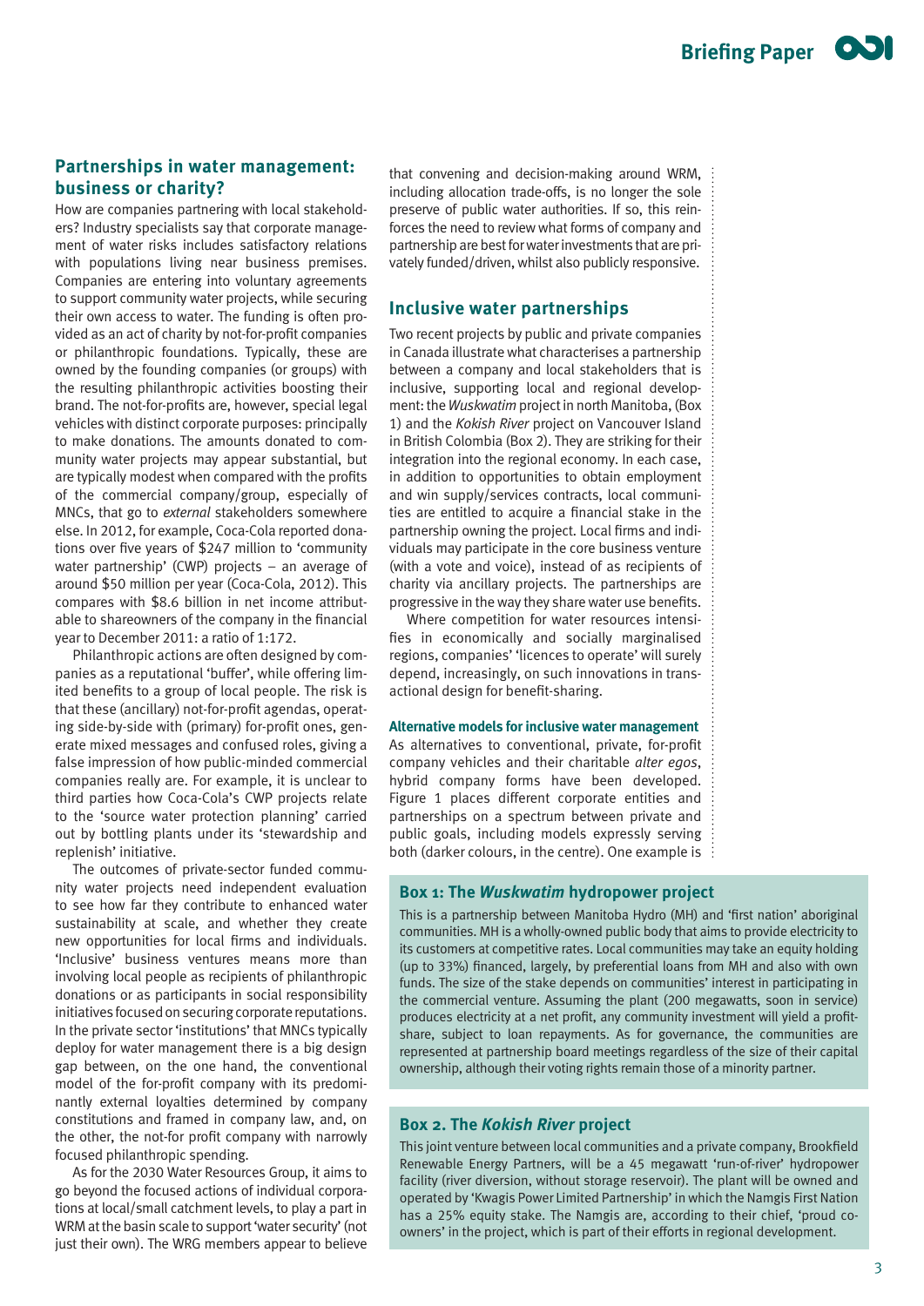## Partnerships in water management: business or charity?

How are companies partnering with local stakeholders? Industry specialists say that corporate management of water risks includes satisfactory relations with populations living near business premises. Companies are entering into voluntary agreements to support community water projects, while securing their own access to water. The funding is often provided as an act of charity by not-for-profit companies or philanthropic foundations. Typically, these are owned by the founding companies (or groups) with the resulting philanthropic activities boosting their brand. The not-for-profits are, however, special legal vehicles with distinct corporate purposes: principally to make donations. The amounts donated to community water projects may appear substantial, but are typically modest when compared with the profits of the commercial company/group, especially of MNCs, that go to *external* stakeholders somewhere else. In 2012, for example, Coca-Cola reported donations over five years of $247 million to 'community water partnership' (CWP) projects – an average of around $50 million per year (Coca-Cola, 2012). This compares with $8.6 billion in net income attributable to shareowners of the company in the financial year to December 2011: a ratio of 1:172.

Philanthropic actions are often designed by companies as a reputational 'buffer', while offering limited benefits to a group of local people. The risk is that these (ancillary) not-for-profit agendas, operating side-by-side with (primary) for-profit ones, generate mixed messages and confused roles, giving a false impression of how public-minded commercial companies really are. For example, it is unclear to third parties how Coca-Cola's CWP projects relate to the 'source water protection planning' carried out by bottling plants under its 'stewardship and replenish' initiative.

The outcomes of private-sector funded community water projects need independent evaluation to see how far they contribute to enhanced water sustainability at scale, and whether they create new opportunities for local firms and individuals. 'Inclusive' business ventures means more than involving local people as recipients of philanthropic donations or as participants in social responsibility initiatives focused on securing corporate reputations. In the private sector 'institutions' that MNCs typically deploy for water management there is a big design gap between, on the one hand, the conventional model of the for-profit company with its predominantly external loyalties determined by company constitutions and framed in company law, and, on the other, the not-for profit company with narrowly focused philanthropic spending.

As for the 2030 Water Resources Group, it aims to go beyond the focused actions of individual corporations at local/small catchment levels, to play a part in WRM at the basin scale to support 'water security' (not just their own). The WRG members appear to believe that convening and decision-making around WRM, including allocation trade-offs, is no longer the sole preserve of public water authorities. If so, this reinforces the need to review what forms of company and partnership are best for water investments that are privately funded/driven, whilst also publicly responsive.

## Inclusive water partnerships

Two recent projects by public and private companies in Canada illustrate what characterises a partnership between a company and local stakeholders that is inclusive, supporting local and regional development: the *Wuskwatim* project in north Manitoba, (Box 1) and the *Kokish River* project on Vancouver Island in British Colombia (Box 2). They are striking for their integration into the regional economy. In each case, in addition to opportunities to obtain employment and win supply/services contracts, local communities are entitled to acquire a financial stake in the partnership owning the project. Local firms and individuals may participate in the core business venture (with a vote and voice), instead of as recipients of charity via ancillary projects. The partnerships are progressive in the way they share water use benefits.

Where competition for water resources intensifies in economically and socially marginalised regions, companies' 'licences to operate' will surely depend, increasingly, on such innovations in transactional design for benefit-sharing.

### Alternative models for inclusive water management

As alternatives to conventional, private, for-profit company vehicles and their charitable *alter egos*, hybrid company forms have been developed. Figure 1 places different corporate entities and partnerships on a spectrum between private and public goals, including models expressly serving both (darker colours, in the centre). One example is

### Box 1: The *Wuskwatim* hydropower project

This is a partnership between Manitoba Hydro (MH) and 'first nation' aboriginal communities. MH is a wholly-owned public body that aims to provide electricity to its customers at competitive rates. Local communities may take an equity holding (up to 33%) financed, largely, by preferential loans from MH and also with own funds. The size of the stake depends on communities' interest in participating in the commercial venture. Assuming the plant (200 megawatts, soon in service) produces electricity at a net profit, any community investment will yield a profit-share, subject to loan repayments. As for governance, the communities are represented at partnership board meetings regardless of the size of their capital ownership, although their voting rights remain those of a minority partner.

### Box 2. The *Kokish River* project

This joint venture between local communities and a private company, Brookfield Renewable Energy Partners, will be a 45 megawatt 'run-of-river' hydropower facility (river diversion, without storage reservoir). The plant will be owned and operated by 'Kwagis Power Limited Partnership' in which the Namgis First Nation has a 25% equity stake. The Namgis are, according to their chief, 'proud co-owners' in the project, which is part of their efforts in regional development.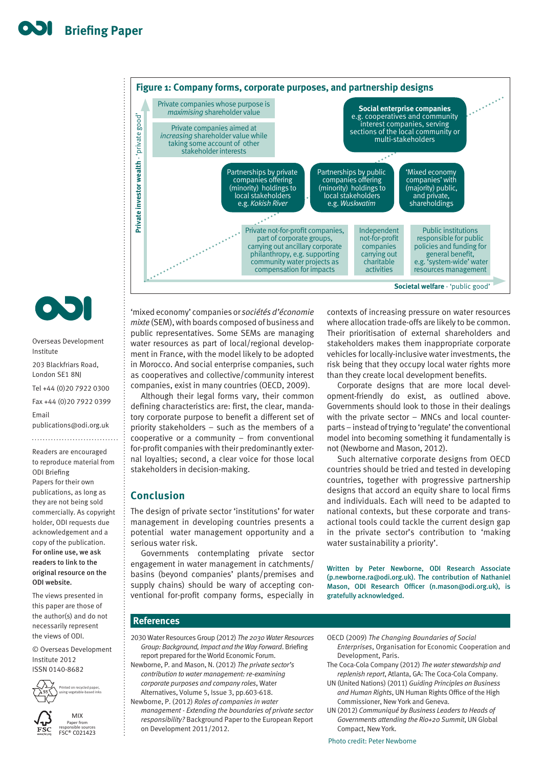## Figure 1: Company forms, corporate purposes, and partnership designs

Private investor wealth - 'private good'

Private companies whose purpose is *maximising* shareholder value

Private companies aimed at *increasing* shareholder value while taking some account of other stakeholder interests

Social enterprise companies e.g. cooperatives and community interest companies, serving sections of the local community or multi-stakeholders

Partnerships by private companies offering (minority) holdings to local stakeholders e.g. *Kokish River*

Partnerships by public companies offering (minority) holdings to local stakeholders e.g. *Wuskwatim*

'Mixed economy companies' with (majority) public, and private, shareholdings

Private not-for-profit companies, part of corporate groups, carrying out ancillary corporate philanthropy, e.g. supporting community water projects as compensation for impacts

Independent not-for-profit companies carrying out charitable activities

Public institutions responsible for public policies and funding for general benefit, e.g. 'system-wide' water resources management

Societal welfare - 'public good'

'mixed economy' companies or *sociétés d'économie mixte* (SEM), with boards composed of business and public representatives. Some SEMs are managing water resources as part of local/regional development in France, with the model likely to be adopted in Morocco. And social enterprise companies, such as cooperatives and collective/community interest companies, exist in many countries (OECD, 2009).

Although their legal forms vary, their common defining characteristics are: first, the clear, mandatory corporate purpose to benefit a different set of priority stakeholders – such as the members of a cooperative or a community – from conventional for-profit companies with their predominantly external loyalties; second, a clear voice for those local stakeholders in decision-making.

## Conclusion

The design of private sector 'institutions' for water management in developing countries presents a potential water management opportunity and a serious water risk.

Governments contemplating private sector engagement in water management in catchments/basins (beyond companies' plants/premises and supply chains) should be wary of accepting conventional for-profit company forms, especially in contexts of increasing pressure on water resources where allocation trade-offs are likely to be common. Their prioritisation of external shareholders and stakeholders makes them inappropriate corporate vehicles for locally-inclusive water investments, the risk being that they occupy local water rights more than they create local development benefits.

Corporate designs that are more local development-friendly do exist, as outlined above. Governments should look to these in their dealings with the private sector – MNCs and local counterparts – instead of trying to 'regulate' the conventional model into becoming something it fundamentally is not (Newborne and Mason, 2012).

Such alternative corporate designs from OECD countries should be tried and tested in developing countries, together with progressive partnership designs that accord an equity share to local firms and individuals. Each will need to be adapted to national contexts, but these corporate and transactional tools could tackle the current design gap in the private sector's contribution to 'making water sustainability a priority'.

**Written by Peter Newborne, ODI Research Associate (p.newborne.ra@odi.org.uk). The contribution of Nathaniel Mason, ODI Research Officer (n.mason@odi.org.uk), is gratefully acknowledged.**

## References

2030 Water Resources Group (2012) *The 2030 Water Resources Group: Background, Impact and the Way Forward*. Briefing report prepared for the World Economic Forum.

Newborne, P. and Mason, N. (2012) *The private sector's contribution to water management: re-examining corporate purposes and company roles*, Water Alternatives, Volume 5, Issue 3, pp.603-618.

Newborne, P. (2012) *Roles of companies in water management - Extending the boundaries of private sector responsibility?* Background Paper to the European Report on Development 2011/2012.

OECD (2009) *The Changing Boundaries of Social Enterprises*, Organisation for Economic Cooperation and Development, Paris.

The Coca-Cola Company (2012) *The water stewardship and replenish report*, Atlanta, GA: The Coca-Cola Company.

UN (United Nations) (2011) *Guiding Principles on Business and Human Rights*, UN Human Rights Office of the High Commissioner, New York and Geneva.

UN (2012) *Communiqué by Business Leaders to Heads of Governments attending the Rio+20 Summit*, UN Global Compact, New York.

Photo credit: Peter Newborne

Overseas Development Institute

203 Blackfriars Road, London SE1 8NJ

Tel +44 (0)20 7922 0300

Fax +44 (0)20 7922 0399

Email publications@odi.org.uk

Readers are encouraged to reproduce material from ODI Briefing Papers for their own publications, as long as they are not being sold commercially. As copyright holder, ODI requests due acknowledgement and a copy of the publication. **For online use, we ask readers to link to the original resource on the ODI website.**

The views presented in this paper are those of the author(s) and do not necessarily represent the views of ODI.

© Overseas Development Institute 2012
ISSN 0140-8682

Printed on recycled paper, using vegetable-based inks

MIX Paper from responsible sources FSC® C021423